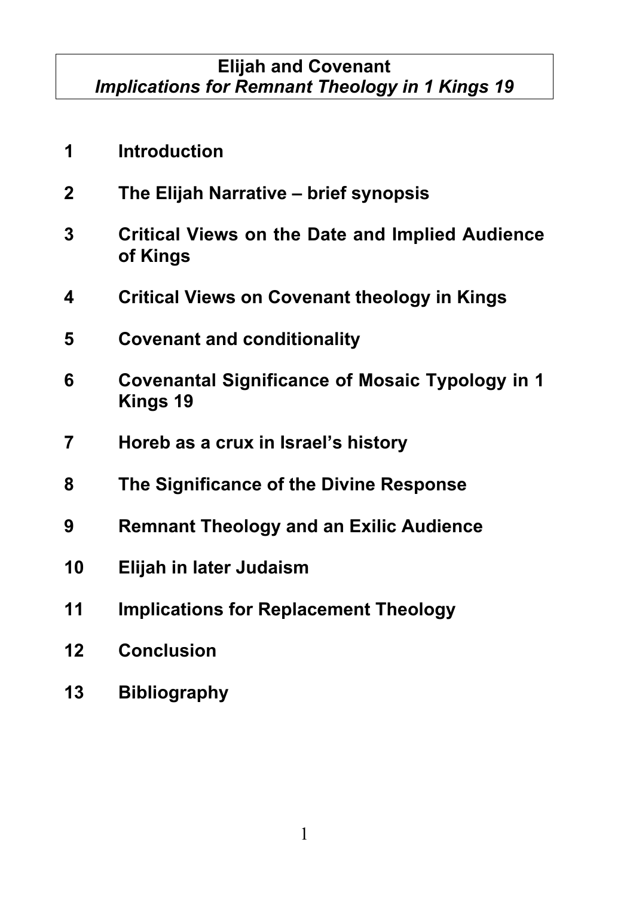# Elijah and Covenant

## *Implications for Remnant Theology in 1 Kings 19*

**1 Introduction**

**2 The Elijah Narrative – brief synopsis**

**3 Critical Views on the Date and Implied Audience of Kings**

**4 Critical Views on Covenant theology in Kings**

**5 Covenant and conditionality**

**6 Covenantal Significance of Mosaic Typology in 1 Kings 19**

**7 Horeb as a crux in Israel's history**

**8 The Significance of the Divine Response**

**9 Remnant Theology and an Exilic Audience**

**10 Elijah in later Judaism**

**11 Implications for Replacement Theology**

**12 Conclusion**

**13 Bibliography**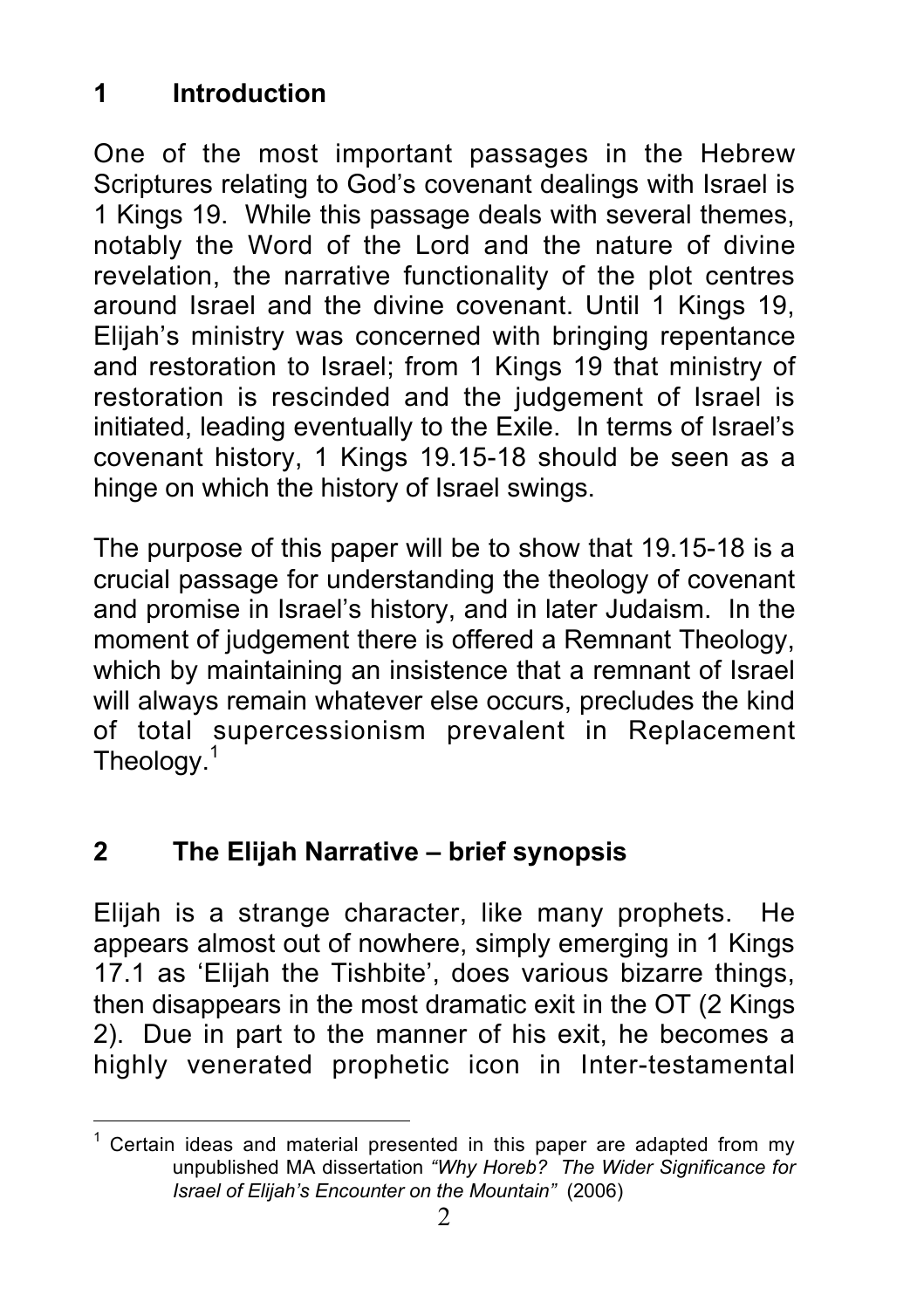## 1 Introduction

One of the most important passages in the Hebrew Scriptures relating to God's covenant dealings with Israel is 1 Kings 19. While this passage deals with several themes, notably the Word of the Lord and the nature of divine revelation, the narrative functionality of the plot centres around Israel and the divine covenant. Until 1 Kings 19, Elijah's ministry was concerned with bringing repentance and restoration to Israel; from 1 Kings 19 that ministry of restoration is rescinded and the judgement of Israel is initiated, leading eventually to the Exile. In terms of Israel's covenant history, 1 Kings 19.15-18 should be seen as a hinge on which the history of Israel swings.

The purpose of this paper will be to show that 19.15-18 is a crucial passage for understanding the theology of covenant and promise in Israel's history, and in later Judaism. In the moment of judgement there is offered a Remnant Theology, which by maintaining an insistence that a remnant of Israel will always remain whatever else occurs, precludes the kind of total supercessionism prevalent in Replacement Theology.[1]

## 2 The Elijah Narrative – brief synopsis

Elijah is a strange character, like many prophets. He appears almost out of nowhere, simply emerging in 1 Kings 17.1 as 'Elijah the Tishbite', does various bizarre things, then disappears in the most dramatic exit in the OT (2 Kings 2). Due in part to the manner of his exit, he becomes a highly venerated prophetic icon in Inter-testamental

---

[1] Certain ideas and material presented in this paper are adapted from my unpublished MA dissertation *"Why Horeb? The Wider Significance for Israel of Elijah's Encounter on the Mountain"* (2006)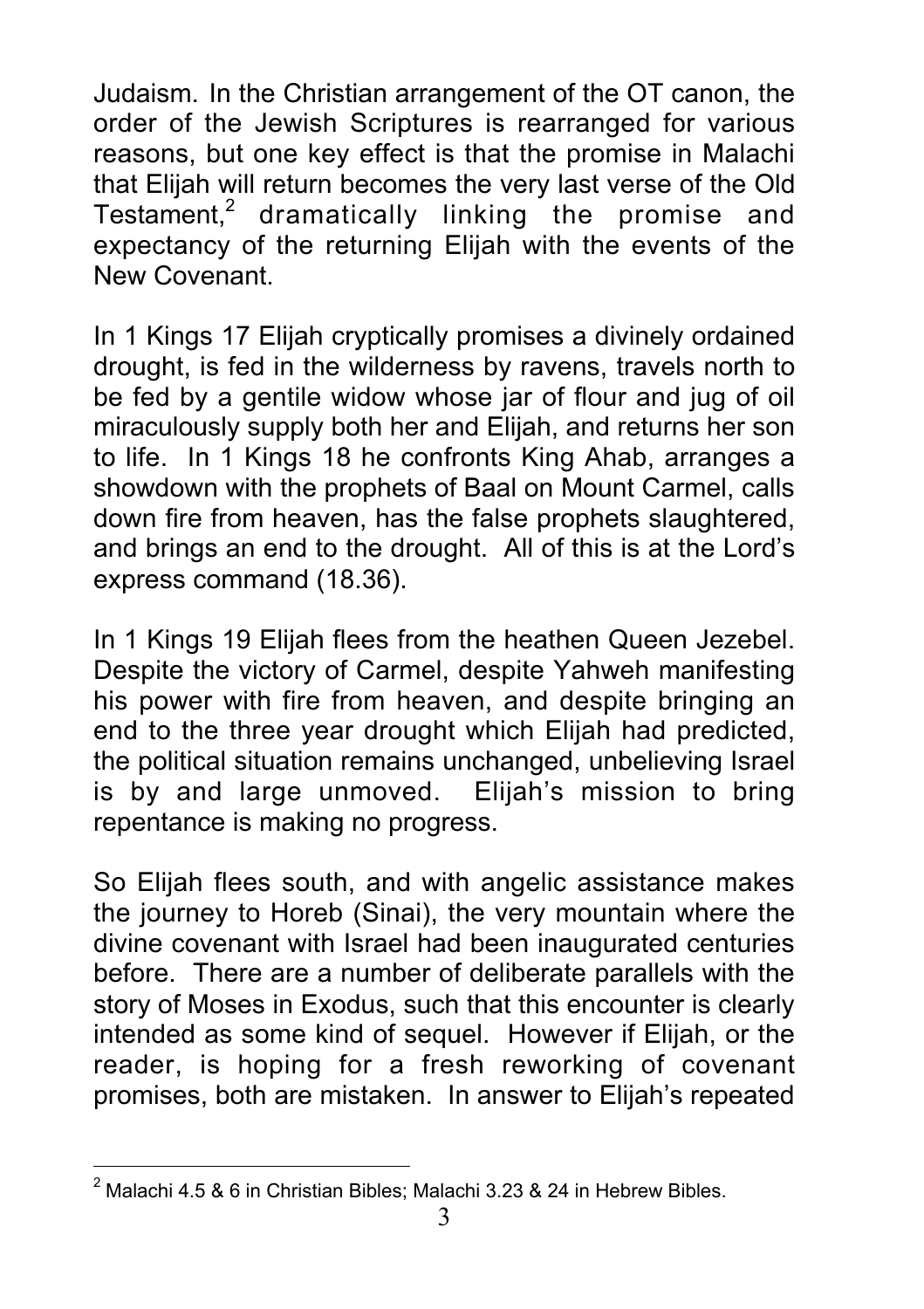Judaism. In the Christian arrangement of the OT canon, the order of the Jewish Scriptures is rearranged for various reasons, but one key effect is that the promise in Malachi that Elijah will return becomes the very last verse of the Old Testament,[2] dramatically linking the promise and expectancy of the returning Elijah with the events of the New Covenant.

In 1 Kings 17 Elijah cryptically promises a divinely ordained drought, is fed in the wilderness by ravens, travels north to be fed by a gentile widow whose jar of flour and jug of oil miraculously supply both her and Elijah, and returns her son to life. In 1 Kings 18 he confronts King Ahab, arranges a showdown with the prophets of Baal on Mount Carmel, calls down fire from heaven, has the false prophets slaughtered, and brings an end to the drought. All of this is at the Lord's express command (18.36).

In 1 Kings 19 Elijah flees from the heathen Queen Jezebel. Despite the victory of Carmel, despite Yahweh manifesting his power with fire from heaven, and despite bringing an end to the three year drought which Elijah had predicted, the political situation remains unchanged, unbelieving Israel is by and large unmoved. Elijah's mission to bring repentance is making no progress.

So Elijah flees south, and with angelic assistance makes the journey to Horeb (Sinai), the very mountain where the divine covenant with Israel had been inaugurated centuries before. There are a number of deliberate parallels with the story of Moses in Exodus, such that this encounter is clearly intended as some kind of sequel. However if Elijah, or the reader, is hoping for a fresh reworking of covenant promises, both are mistaken. In answer to Elijah's repeated

---

[2] Malachi 4.5 & 6 in Christian Bibles; Malachi 3.23 & 24 in Hebrew Bibles.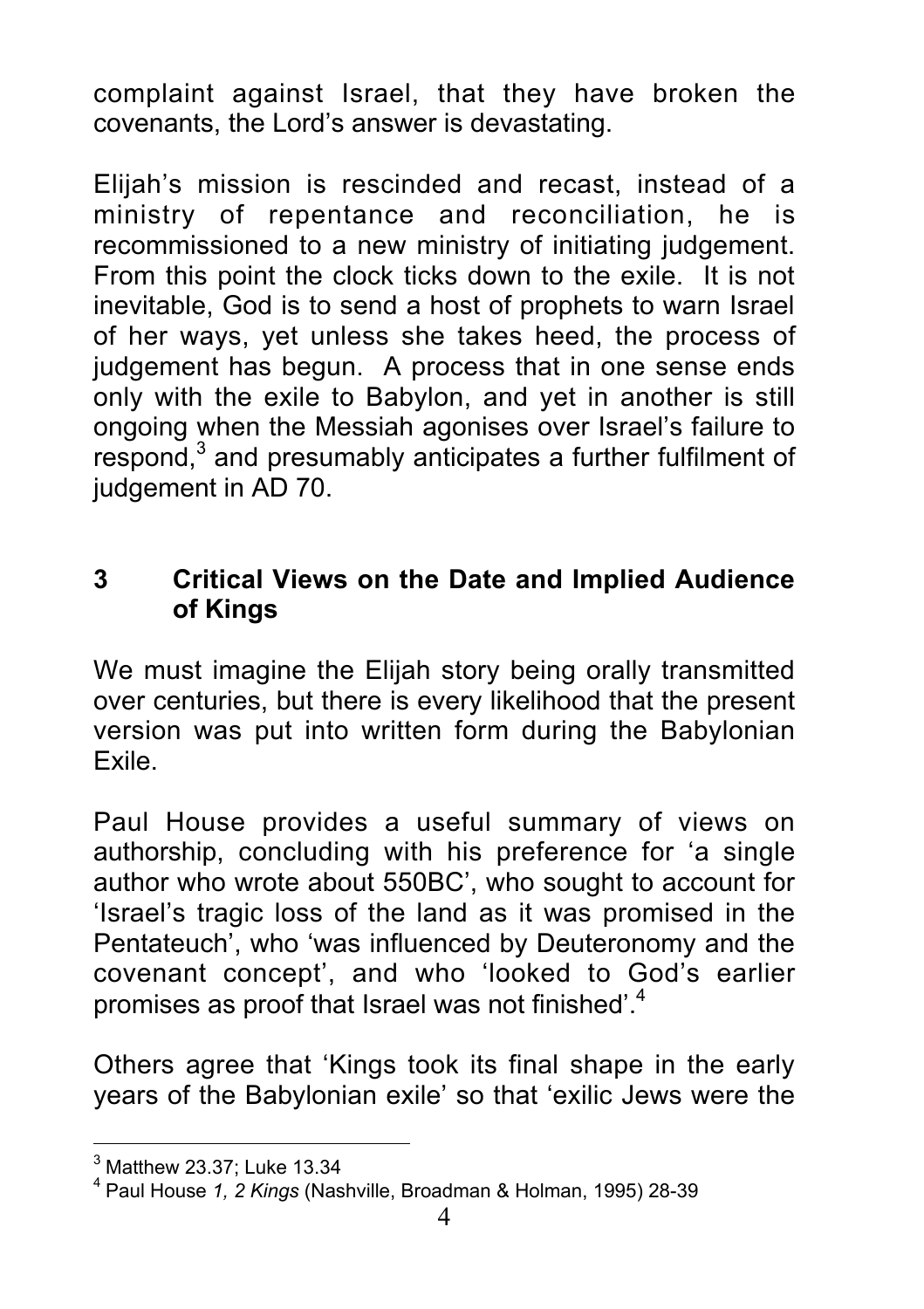complaint against Israel, that they have broken the covenants, the Lord's answer is devastating.

Elijah's mission is rescinded and recast, instead of a ministry of repentance and reconciliation, he is recommissioned to a new ministry of initiating judgement. From this point the clock ticks down to the exile. It is not inevitable, God is to send a host of prophets to warn Israel of her ways, yet unless she takes heed, the process of judgement has begun. A process that in one sense ends only with the exile to Babylon, and yet in another is still ongoing when the Messiah agonises over Israel's failure to respond,[3] and presumably anticipates a further fulfilment of judgement in AD 70.

## 3 Critical Views on the Date and Implied Audience of Kings

We must imagine the Elijah story being orally transmitted over centuries, but there is every likelihood that the present version was put into written form during the Babylonian Exile.

Paul House provides a useful summary of views on authorship, concluding with his preference for 'a single author who wrote about 550BC', who sought to account for 'Israel's tragic loss of the land as it was promised in the Pentateuch', who 'was influenced by Deuteronomy and the covenant concept', and who 'looked to God's earlier promises as proof that Israel was not finished'.[4]

Others agree that 'Kings took its final shape in the early years of the Babylonian exile' so that 'exilic Jews were the

---

[3] Matthew 23.37; Luke 13.34

[4] Paul House *1, 2 Kings* (Nashville, Broadman & Holman, 1995) 28-39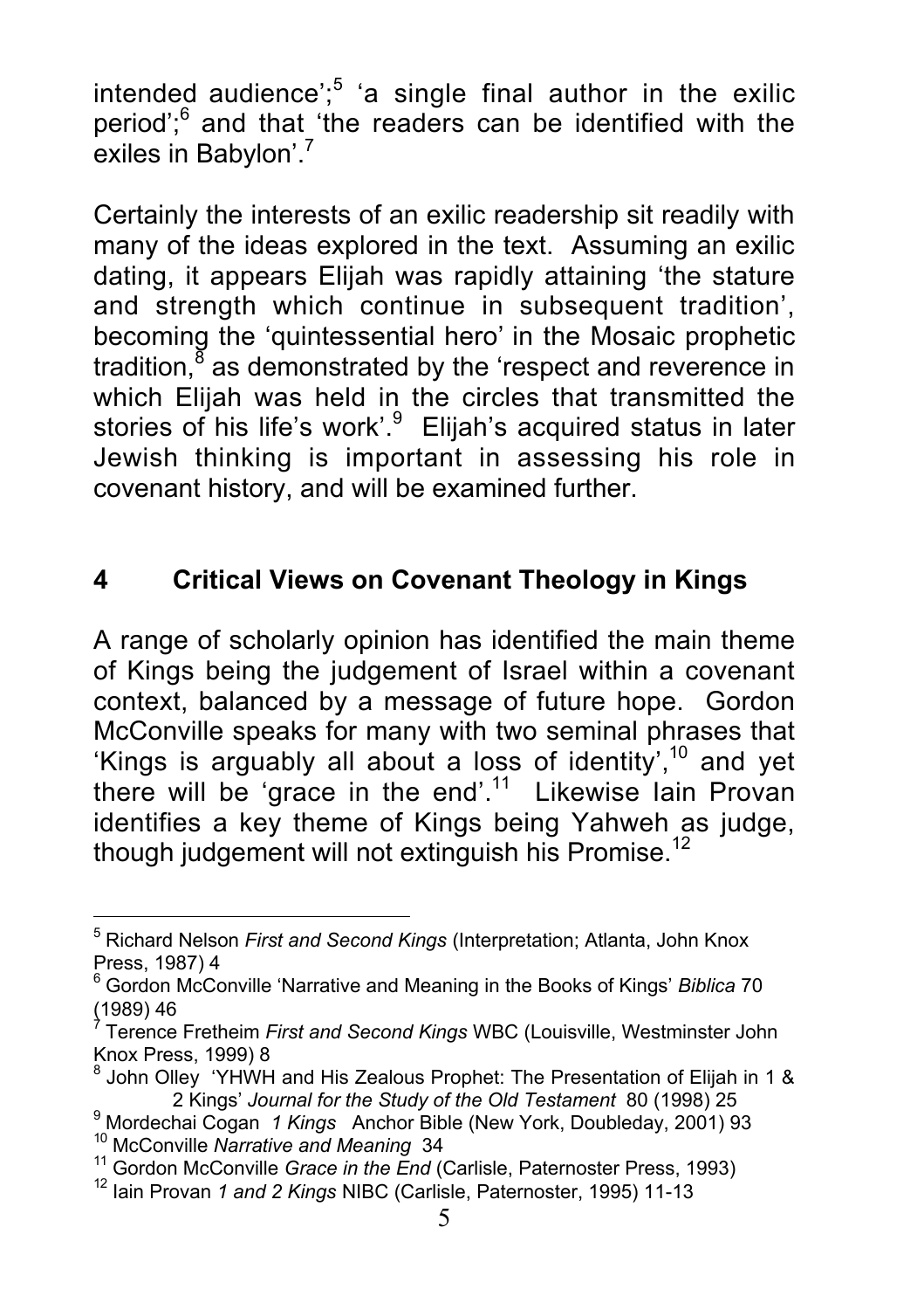intended audience';[5] 'a single final author in the exilic period';[6] and that 'the readers can be identified with the exiles in Babylon'.[7]

Certainly the interests of an exilic readership sit readily with many of the ideas explored in the text. Assuming an exilic dating, it appears Elijah was rapidly attaining 'the stature and strength which continue in subsequent tradition', becoming the 'quintessential hero' in the Mosaic prophetic tradition,[8] as demonstrated by the 'respect and reverence in which Elijah was held in the circles that transmitted the stories of his life's work'.[9] Elijah's acquired status in later Jewish thinking is important in assessing his role in covenant history, and will be examined further.

## 4 Critical Views on Covenant Theology in Kings

A range of scholarly opinion has identified the main theme of Kings being the judgement of Israel within a covenant context, balanced by a message of future hope. Gordon McConville speaks for many with two seminal phrases that 'Kings is arguably all about a loss of identity',[10] and yet there will be 'grace in the end'.[11] Likewise Iain Provan identifies a key theme of Kings being Yahweh as judge, though judgement will not extinguish his Promise.[12]

---

[5] Richard Nelson *First and Second Kings* (Interpretation; Atlanta, John Knox Press, 1987) 4

[6] Gordon McConville 'Narrative and Meaning in the Books of Kings' *Biblica* 70 (1989) 46

[7] Terence Fretheim *First and Second Kings* WBC (Louisville, Westminster John Knox Press, 1999) 8

[8] John Olley 'YHWH and His Zealous Prophet: The Presentation of Elijah in 1 & 2 Kings' *Journal for the Study of the Old Testament* 80 (1998) 25

[9] Mordechai Cogan *1 Kings* Anchor Bible (New York, Doubleday, 2001) 93

[10] McConville *Narrative and Meaning* 34

[11] Gordon McConville *Grace in the End* (Carlisle, Paternoster Press, 1993)

[12] Iain Provan *1 and 2 Kings* NIBC (Carlisle, Paternoster, 1995) 11-13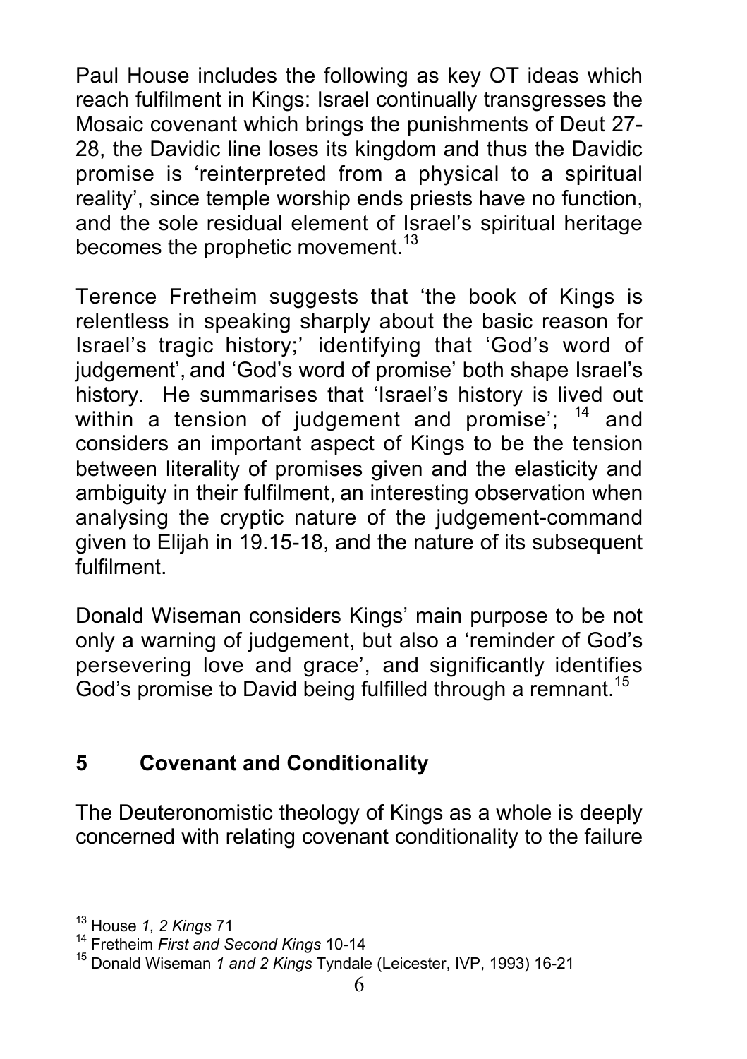Paul House includes the following as key OT ideas which reach fulfilment in Kings: Israel continually transgresses the Mosaic covenant which brings the punishments of Deut 27-28, the Davidic line loses its kingdom and thus the Davidic promise is 'reinterpreted from a physical to a spiritual reality', since temple worship ends priests have no function, and the sole residual element of Israel's spiritual heritage becomes the prophetic movement.[13]

Terence Fretheim suggests that 'the book of Kings is relentless in speaking sharply about the basic reason for Israel's tragic history;' identifying that 'God's word of judgement', and 'God's word of promise' both shape Israel's history. He summarises that 'Israel's history is lived out within a tension of judgement and promise'; [14] and considers an important aspect of Kings to be the tension between literality of promises given and the elasticity and ambiguity in their fulfilment, an interesting observation when analysing the cryptic nature of the judgement-command given to Elijah in 19.15-18, and the nature of its subsequent fulfilment.

Donald Wiseman considers Kings' main purpose to be not only a warning of judgement, but also a 'reminder of God's persevering love and grace', and significantly identifies God's promise to David being fulfilled through a remnant.[15]

## 5 Covenant and Conditionality

The Deuteronomistic theology of Kings as a whole is deeply concerned with relating covenant conditionality to the failure

---

[13] House *1, 2 Kings* 71

[14] Fretheim *First and Second Kings* 10-14

[15] Donald Wiseman *1 and 2 Kings* Tyndale (Leicester, IVP, 1993) 16-21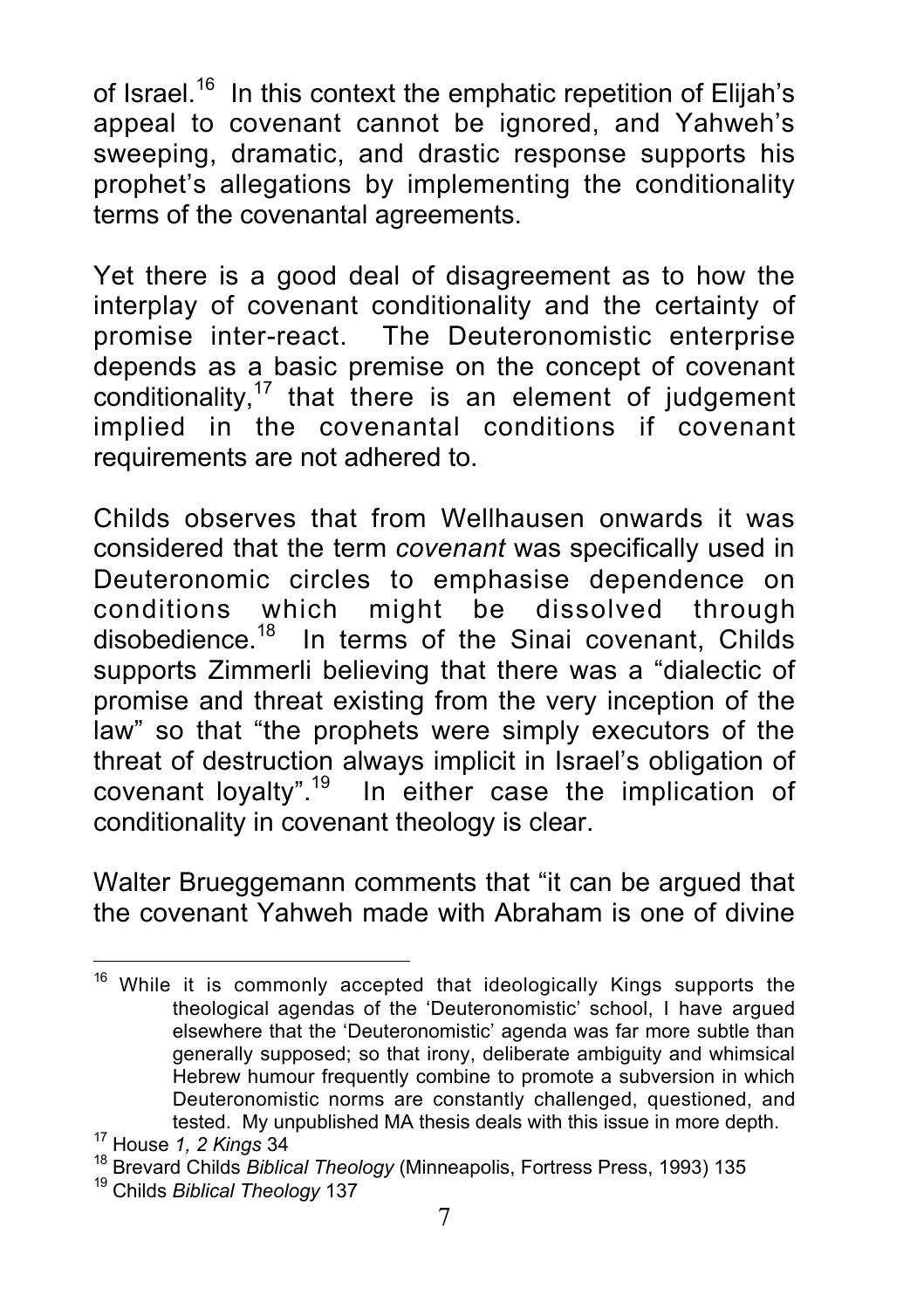of Israel.[16] In this context the emphatic repetition of Elijah's appeal to covenant cannot be ignored, and Yahweh's sweeping, dramatic, and drastic response supports his prophet's allegations by implementing the conditionality terms of the covenantal agreements.

Yet there is a good deal of disagreement as to how the interplay of covenant conditionality and the certainty of promise inter-react. The Deuteronomistic enterprise depends as a basic premise on the concept of covenant conditionality,[17] that there is an element of judgement implied in the covenantal conditions if covenant requirements are not adhered to.

Childs observes that from Wellhausen onwards it was considered that the term *covenant* was specifically used in Deuteronomic circles to emphasise dependence on conditions which might be dissolved through disobedience.[18] In terms of the Sinai covenant, Childs supports Zimmerli believing that there was a "dialectic of promise and threat existing from the very inception of the law" so that "the prophets were simply executors of the threat of destruction always implicit in Israel's obligation of covenant loyalty".[19] In either case the implication of conditionality in covenant theology is clear.

Walter Brueggemann comments that "it can be argued that the covenant Yahweh made with Abraham is one of divine

---

[16] While it is commonly accepted that ideologically Kings supports the theological agendas of the 'Deuteronomistic' school, I have argued elsewhere that the 'Deuteronomistic' agenda was far more subtle than generally supposed; so that irony, deliberate ambiguity and whimsical Hebrew humour frequently combine to promote a subversion in which Deuteronomistic norms are constantly challenged, questioned, and tested. My unpublished MA thesis deals with this issue in more depth.

[17] House *1, 2 Kings* 34

[18] Brevard Childs *Biblical Theology* (Minneapolis, Fortress Press, 1993) 135

[19] Childs *Biblical Theology* 137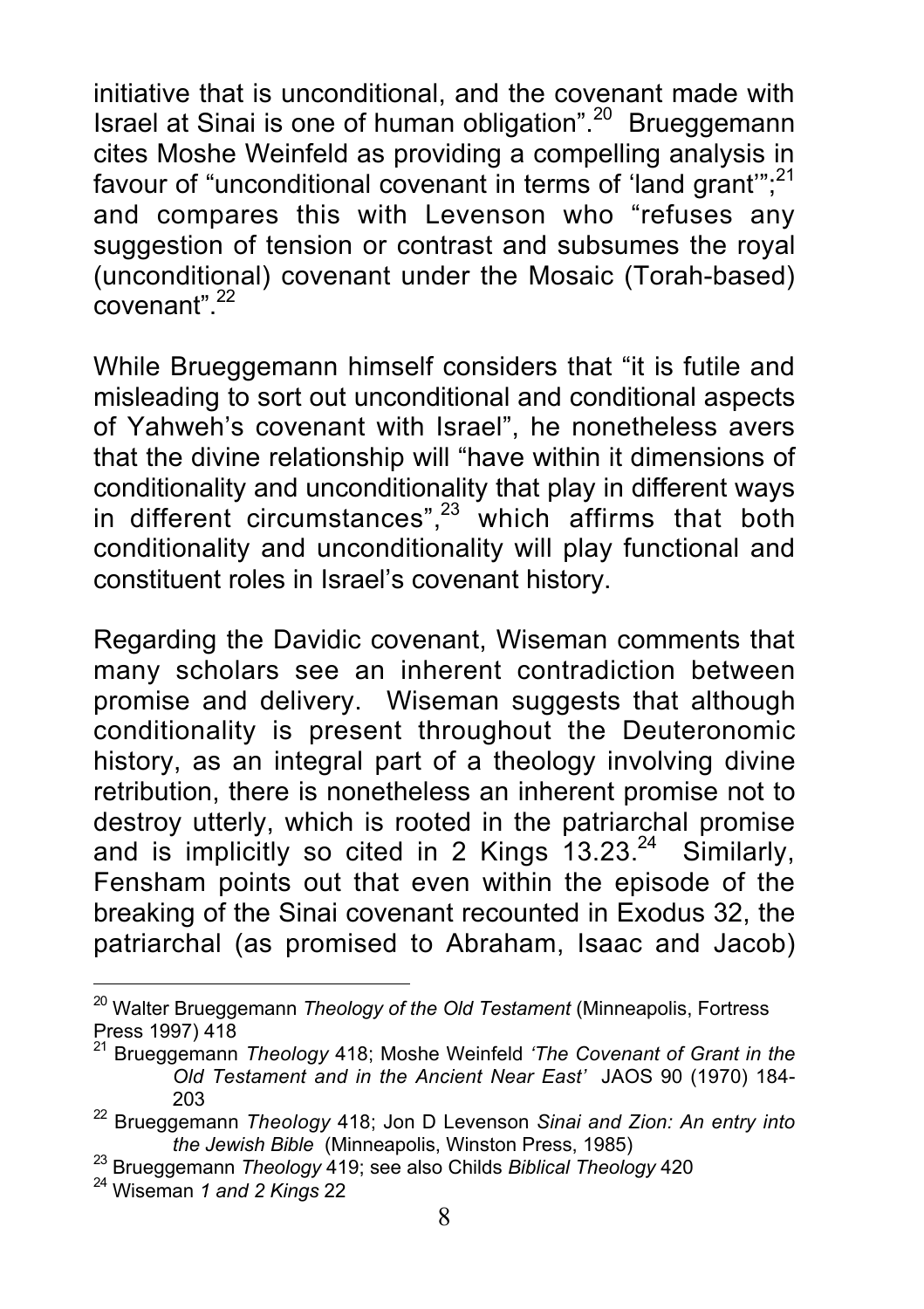initiative that is unconditional, and the covenant made with Israel at Sinai is one of human obligation".[20] Brueggemann cites Moshe Weinfeld as providing a compelling analysis in favour of "unconditional covenant in terms of 'land grant'";[21] and compares this with Levenson who "refuses any suggestion of tension or contrast and subsumes the royal (unconditional) covenant under the Mosaic (Torah-based) covenant".[22]

While Brueggemann himself considers that "it is futile and misleading to sort out unconditional and conditional aspects of Yahweh's covenant with Israel", he nonetheless avers that the divine relationship will "have within it dimensions of conditionality and unconditionality that play in different ways in different circumstances",[23] which affirms that both conditionality and unconditionality will play functional and constituent roles in Israel's covenant history.

Regarding the Davidic covenant, Wiseman comments that many scholars see an inherent contradiction between promise and delivery. Wiseman suggests that although conditionality is present throughout the Deuteronomic history, as an integral part of a theology involving divine retribution, there is nonetheless an inherent promise not to destroy utterly, which is rooted in the patriarchal promise and is implicitly so cited in 2 Kings 13.23.[24] Similarly, Fensham points out that even within the episode of the breaking of the Sinai covenant recounted in Exodus 32, the patriarchal (as promised to Abraham, Isaac and Jacob)

---

[20] Walter Brueggemann *Theology of the Old Testament* (Minneapolis, Fortress Press 1997) 418

[21] Brueggemann *Theology* 418; Moshe Weinfeld *'The Covenant of Grant in the Old Testament and in the Ancient Near East'* JAOS 90 (1970) 184-203

[22] Brueggemann *Theology* 418; Jon D Levenson *Sinai and Zion: An entry into the Jewish Bible* (Minneapolis, Winston Press, 1985)

[23] Brueggemann *Theology* 419; see also Childs *Biblical Theology* 420

[24] Wiseman *1 and 2 Kings* 22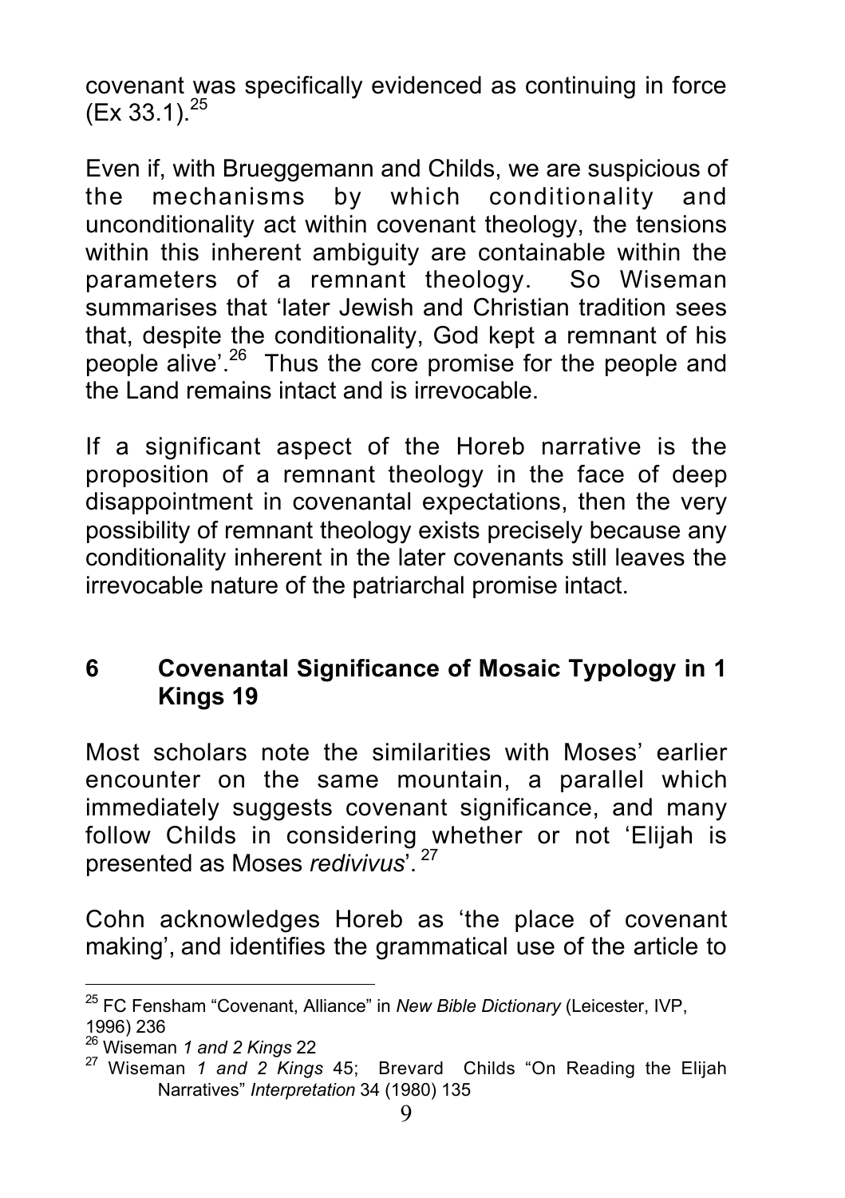covenant was specifically evidenced as continuing in force (Ex 33.1).[25]

Even if, with Brueggemann and Childs, we are suspicious of the mechanisms by which conditionality and unconditionality act within covenant theology, the tensions within this inherent ambiguity are containable within the parameters of a remnant theology. So Wiseman summarises that 'later Jewish and Christian tradition sees that, despite the conditionality, God kept a remnant of his people alive'.[26] Thus the core promise for the people and the Land remains intact and is irrevocable.

If a significant aspect of the Horeb narrative is the proposition of a remnant theology in the face of deep disappointment in covenantal expectations, then the very possibility of remnant theology exists precisely because any conditionality inherent in the later covenants still leaves the irrevocable nature of the patriarchal promise intact.

## 6 Covenantal Significance of Mosaic Typology in 1 Kings 19

Most scholars note the similarities with Moses' earlier encounter on the same mountain, a parallel which immediately suggests covenant significance, and many follow Childs in considering whether or not 'Elijah is presented as Moses *redivivus*'.[27]

Cohn acknowledges Horeb as 'the place of covenant making', and identifies the grammatical use of the article to

---

[25] FC Fensham "Covenant, Alliance" in *New Bible Dictionary* (Leicester, IVP, 1996) 236

[26] Wiseman *1 and 2 Kings* 22

[27] Wiseman *1 and 2 Kings* 45; Brevard Childs "On Reading the Elijah Narratives" *Interpretation* 34 (1980) 135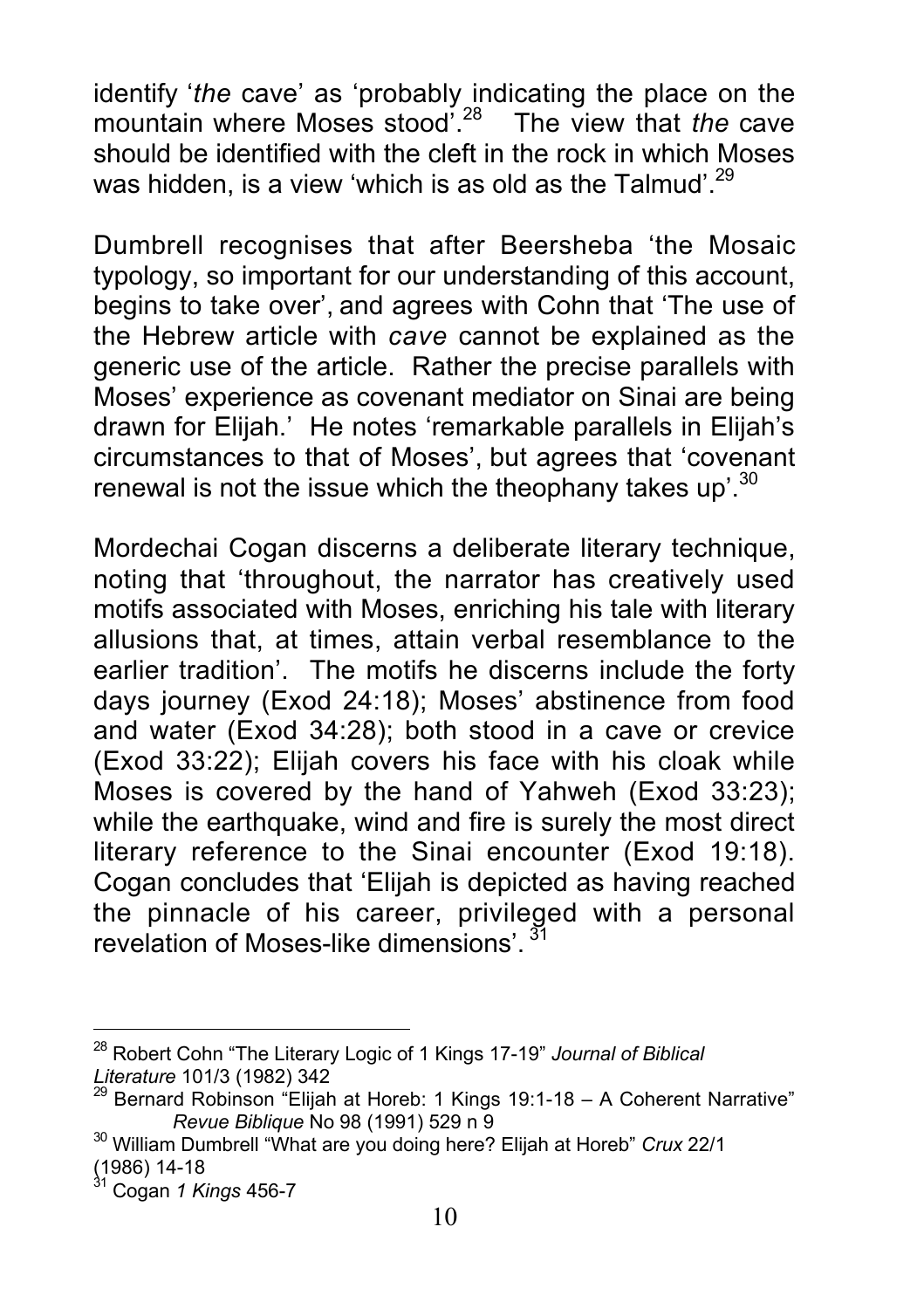identify '*the* cave' as 'probably indicating the place on the mountain where Moses stood'.[28] The view that *the* cave should be identified with the cleft in the rock in which Moses was hidden, is a view 'which is as old as the Talmud'.[29]

Dumbrell recognises that after Beersheba 'the Mosaic typology, so important for our understanding of this account, begins to take over', and agrees with Cohn that 'The use of the Hebrew article with *cave* cannot be explained as the generic use of the article. Rather the precise parallels with Moses' experience as covenant mediator on Sinai are being drawn for Elijah.' He notes 'remarkable parallels in Elijah's circumstances to that of Moses', but agrees that 'covenant renewal is not the issue which the theophany takes up'.[30]

Mordechai Cogan discerns a deliberate literary technique, noting that 'throughout, the narrator has creatively used motifs associated with Moses, enriching his tale with literary allusions that, at times, attain verbal resemblance to the earlier tradition'. The motifs he discerns include the forty days journey (Exod 24:18); Moses' abstinence from food and water (Exod 34:28); both stood in a cave or crevice (Exod 33:22); Elijah covers his face with his cloak while Moses is covered by the hand of Yahweh (Exod 33:23); while the earthquake, wind and fire is surely the most direct literary reference to the Sinai encounter (Exod 19:18). Cogan concludes that 'Elijah is depicted as having reached the pinnacle of his career, privileged with a personal revelation of Moses-like dimensions'.[31]

---

[28] Robert Cohn "The Literary Logic of 1 Kings 17-19" *Journal of Biblical Literature* 101/3 (1982) 342

[29] Bernard Robinson "Elijah at Horeb: 1 Kings 19:1-18 – A Coherent Narrative" *Revue Biblique* No 98 (1991) 529 n 9

[30] William Dumbrell "What are you doing here? Elijah at Horeb" *Crux* 22/1 (1986) 14-18

[31] Cogan *1 Kings* 456-7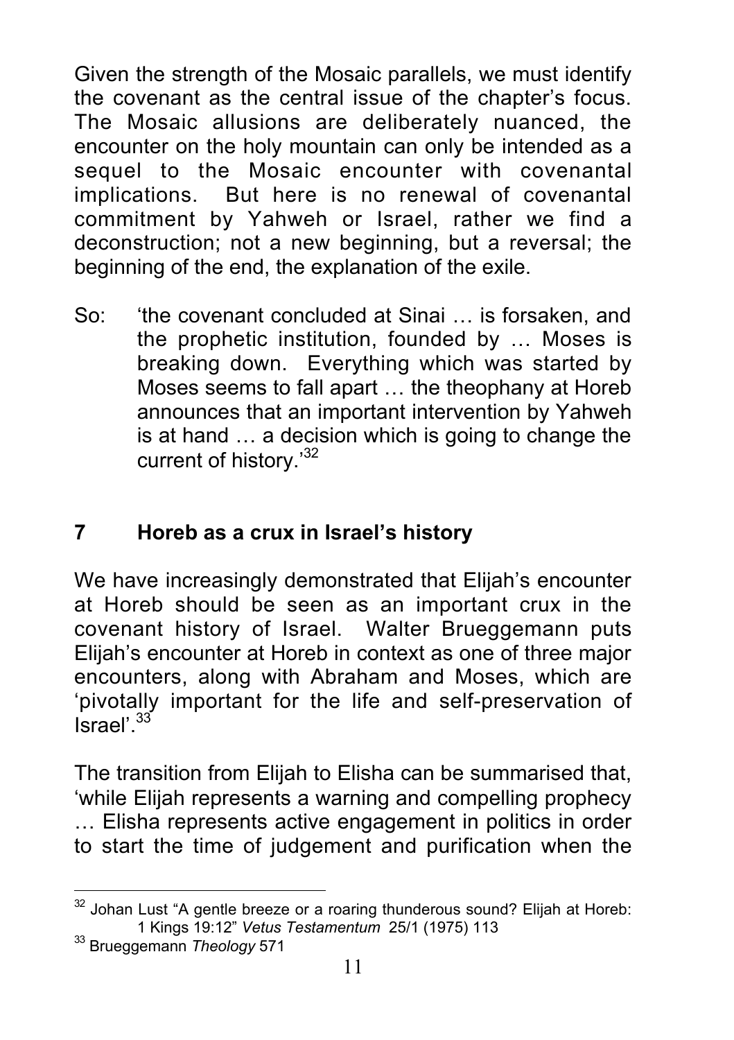Given the strength of the Mosaic parallels, we must identify the covenant as the central issue of the chapter's focus. The Mosaic allusions are deliberately nuanced, the encounter on the holy mountain can only be intended as a sequel to the Mosaic encounter with covenantal implications. But here is no renewal of covenantal commitment by Yahweh or Israel, rather we find a deconstruction; not a new beginning, but a reversal; the beginning of the end, the explanation of the exile.

So: 'the covenant concluded at Sinai … is forsaken, and the prophetic institution, founded by … Moses is breaking down. Everything which was started by Moses seems to fall apart … the theophany at Horeb announces that an important intervention by Yahweh is at hand … a decision which is going to change the current of history.'[32]

## 7 Horeb as a crux in Israel's history

We have increasingly demonstrated that Elijah's encounter at Horeb should be seen as an important crux in the covenant history of Israel. Walter Brueggemann puts Elijah's encounter at Horeb in context as one of three major encounters, along with Abraham and Moses, which are 'pivotally important for the life and self-preservation of Israel'.[33]

The transition from Elijah to Elisha can be summarised that, 'while Elijah represents a warning and compelling prophecy … Elisha represents active engagement in politics in order to start the time of judgement and purification when the

---

[32] Johan Lust "A gentle breeze or a roaring thunderous sound? Elijah at Horeb: 1 Kings 19:12" *Vetus Testamentum* 25/1 (1975) 113

[33] Brueggemann *Theology* 571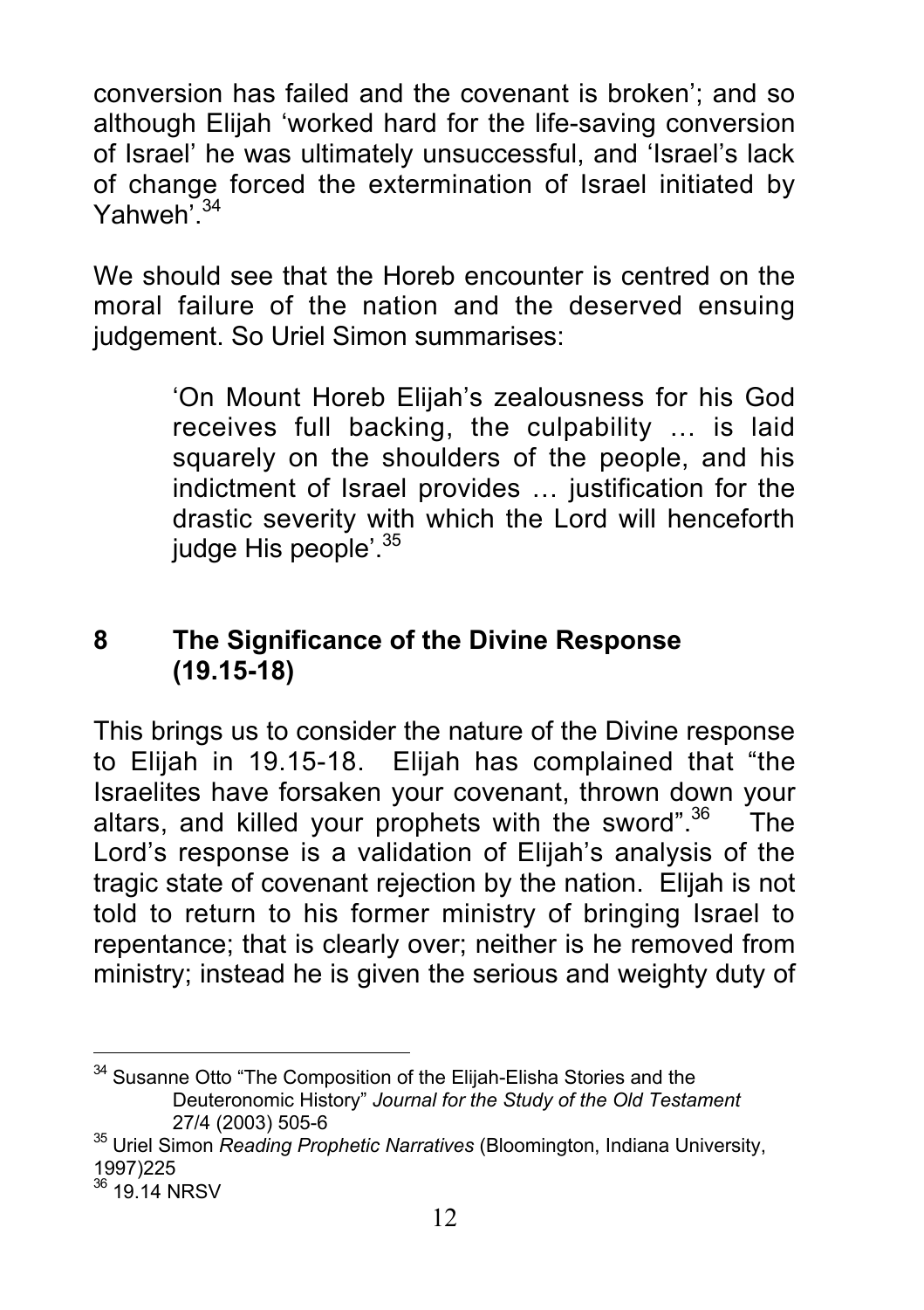conversion has failed and the covenant is broken'; and so although Elijah 'worked hard for the life-saving conversion of Israel' he was ultimately unsuccessful, and 'Israel's lack of change forced the extermination of Israel initiated by Yahweh'.[34]

We should see that the Horeb encounter is centred on the moral failure of the nation and the deserved ensuing judgement. So Uriel Simon summarises:

> 'On Mount Horeb Elijah's zealousness for his God receives full backing, the culpability … is laid squarely on the shoulders of the people, and his indictment of Israel provides … justification for the drastic severity with which the Lord will henceforth judge His people'.[35]

## 8 The Significance of the Divine Response (19.15-18)

This brings us to consider the nature of the Divine response to Elijah in 19.15-18. Elijah has complained that "the Israelites have forsaken your covenant, thrown down your altars, and killed your prophets with the sword".[36] The Lord's response is a validation of Elijah's analysis of the tragic state of covenant rejection by the nation. Elijah is not told to return to his former ministry of bringing Israel to repentance; that is clearly over; neither is he removed from ministry; instead he is given the serious and weighty duty of

---

[34] Susanne Otto "The Composition of the Elijah-Elisha Stories and the Deuteronomic History" *Journal for the Study of the Old Testament* 27/4 (2003) 505-6

[35] Uriel Simon *Reading Prophetic Narratives* (Bloomington, Indiana University, 1997)225

[36] 19.14 NRSV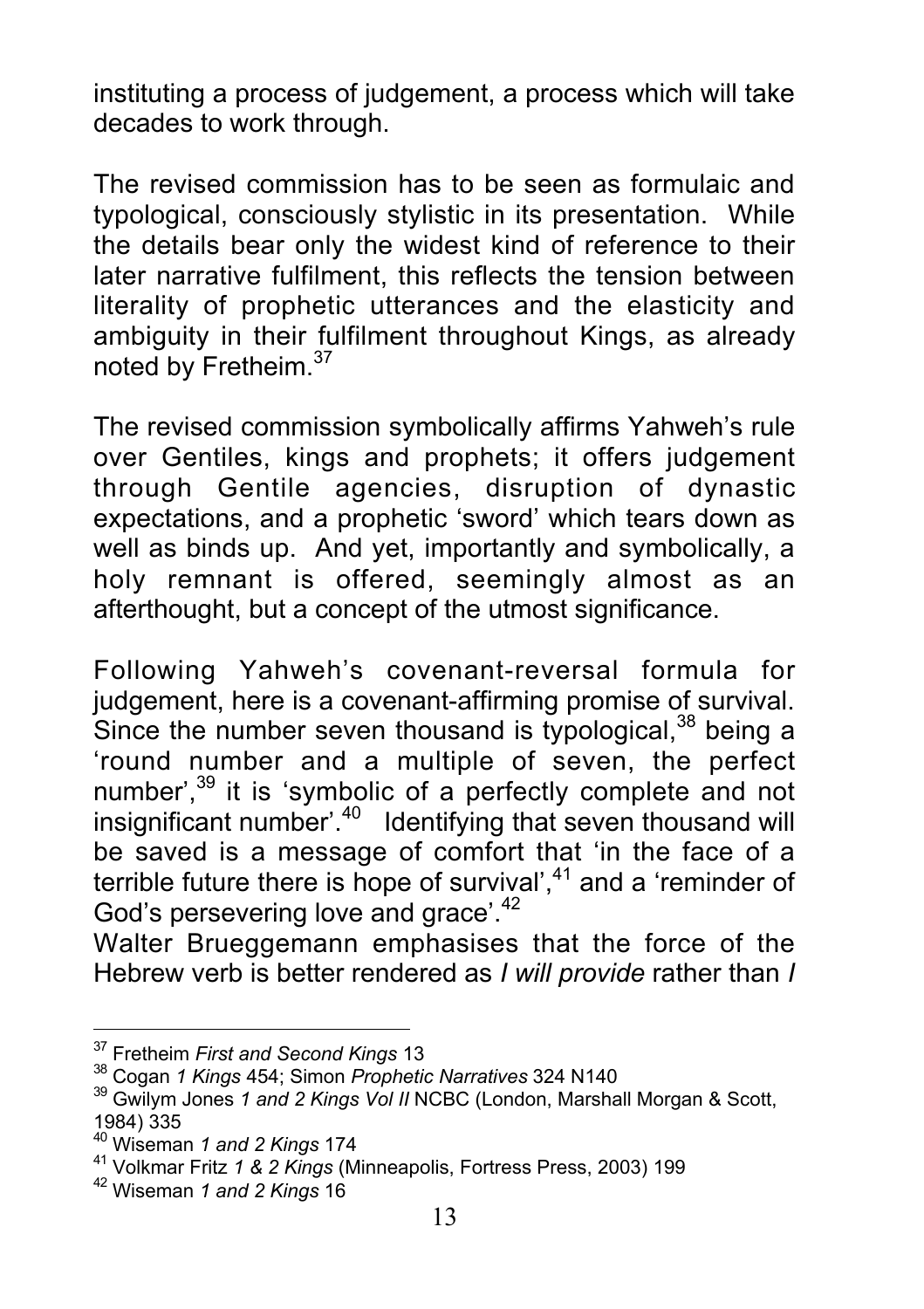instituting a process of judgement, a process which will take decades to work through.

The revised commission has to be seen as formulaic and typological, consciously stylistic in its presentation. While the details bear only the widest kind of reference to their later narrative fulfilment, this reflects the tension between literality of prophetic utterances and the elasticity and ambiguity in their fulfilment throughout Kings, as already noted by Fretheim.[37]

The revised commission symbolically affirms Yahweh's rule over Gentiles, kings and prophets; it offers judgement through Gentile agencies, disruption of dynastic expectations, and a prophetic 'sword' which tears down as well as binds up. And yet, importantly and symbolically, a holy remnant is offered, seemingly almost as an afterthought, but a concept of the utmost significance.

Following Yahweh's covenant-reversal formula for judgement, here is a covenant-affirming promise of survival. Since the number seven thousand is typological,[38] being a 'round number and a multiple of seven, the perfect number',[39] it is 'symbolic of a perfectly complete and not insignificant number'.[40] Identifying that seven thousand will be saved is a message of comfort that 'in the face of a terrible future there is hope of survival',[41] and a 'reminder of God's persevering love and grace'.[42]

Walter Brueggemann emphasises that the force of the Hebrew verb is better rendered as *I will provide* rather than *I*

---

[37] Fretheim *First and Second Kings* 13

[38] Cogan *1 Kings* 454; Simon *Prophetic Narratives* 324 N140

[39] Gwilym Jones *1 and 2 Kings Vol II* NCBC (London, Marshall Morgan & Scott, 1984) 335

[40] Wiseman *1 and 2 Kings* 174

[41] Volkmar Fritz *1 & 2 Kings* (Minneapolis, Fortress Press, 2003) 199

[42] Wiseman *1 and 2 Kings* 16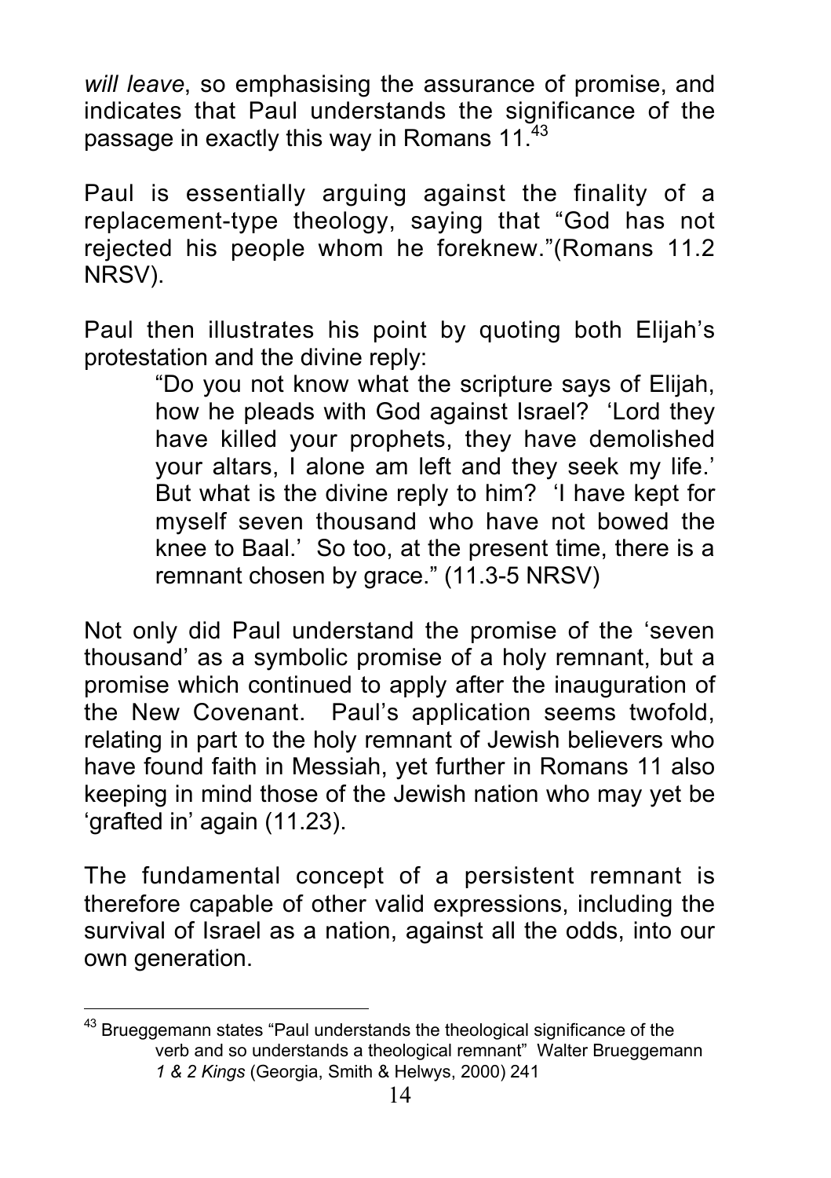*will leave*, so emphasising the assurance of promise, and indicates that Paul understands the significance of the passage in exactly this way in Romans 11.[43]

Paul is essentially arguing against the finality of a replacement-type theology, saying that "God has not rejected his people whom he foreknew."(Romans 11.2 NRSV).

Paul then illustrates his point by quoting both Elijah's protestation and the divine reply:

> "Do you not know what the scripture says of Elijah, how he pleads with God against Israel? 'Lord they have killed your prophets, they have demolished your altars, I alone am left and they seek my life.' But what is the divine reply to him? 'I have kept for myself seven thousand who have not bowed the knee to Baal.' So too, at the present time, there is a remnant chosen by grace." (11.3-5 NRSV)

Not only did Paul understand the promise of the 'seven thousand' as a symbolic promise of a holy remnant, but a promise which continued to apply after the inauguration of the New Covenant. Paul's application seems twofold, relating in part to the holy remnant of Jewish believers who have found faith in Messiah, yet further in Romans 11 also keeping in mind those of the Jewish nation who may yet be 'grafted in' again (11.23).

The fundamental concept of a persistent remnant is therefore capable of other valid expressions, including the survival of Israel as a nation, against all the odds, into our own generation.

---

[43] Brueggemann states "Paul understands the theological significance of the verb and so understands a theological remnant" Walter Brueggemann *1 & 2 Kings* (Georgia, Smith & Helwys, 2000) 241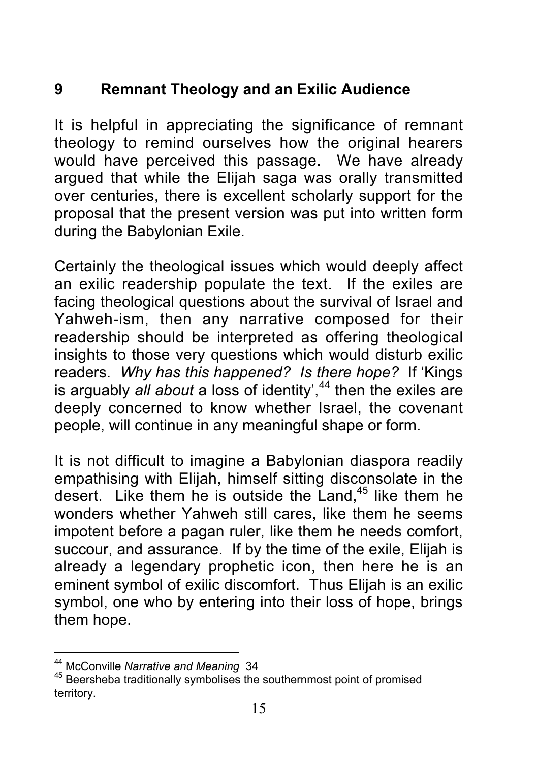## 9 Remnant Theology and an Exilic Audience

It is helpful in appreciating the significance of remnant theology to remind ourselves how the original hearers would have perceived this passage. We have already argued that while the Elijah saga was orally transmitted over centuries, there is excellent scholarly support for the proposal that the present version was put into written form during the Babylonian Exile.

Certainly the theological issues which would deeply affect an exilic readership populate the text. If the exiles are facing theological questions about the survival of Israel and Yahweh-ism, then any narrative composed for their readership should be interpreted as offering theological insights to those very questions which would disturb exilic readers. *Why has this happened? Is there hope?* If 'Kings is arguably *all about* a loss of identity',[44] then the exiles are deeply concerned to know whether Israel, the covenant people, will continue in any meaningful shape or form.

It is not difficult to imagine a Babylonian diaspora readily empathising with Elijah, himself sitting disconsolate in the desert. Like them he is outside the Land,[45] like them he wonders whether Yahweh still cares, like them he seems impotent before a pagan ruler, like them he needs comfort, succour, and assurance. If by the time of the exile, Elijah is already a legendary prophetic icon, then here he is an eminent symbol of exilic discomfort. Thus Elijah is an exilic symbol, one who by entering into their loss of hope, brings them hope.

---

[44] McConville *Narrative and Meaning* 34

[45] Beersheba traditionally symbolises the southernmost point of promised territory.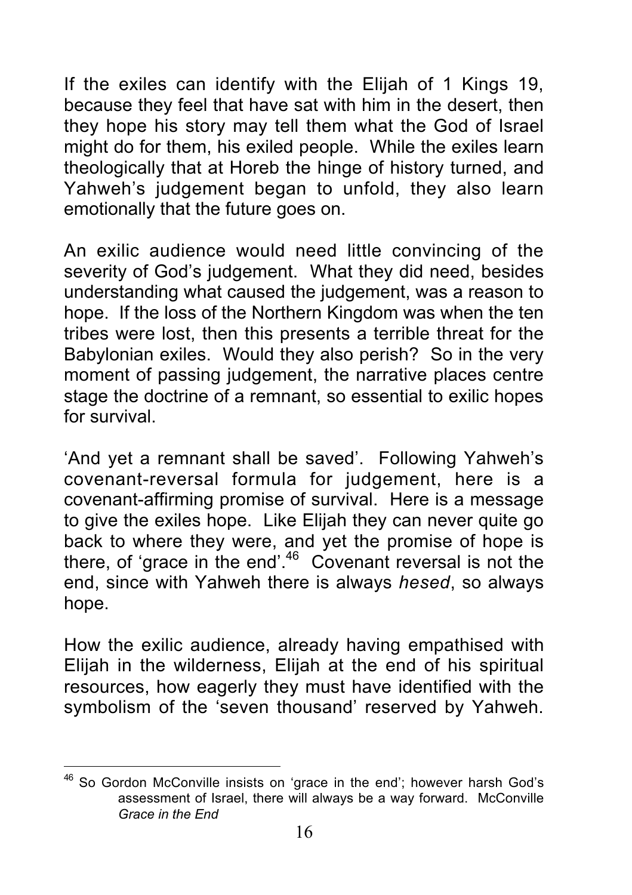If the exiles can identify with the Elijah of 1 Kings 19, because they feel that have sat with him in the desert, then they hope his story may tell them what the God of Israel might do for them, his exiled people. While the exiles learn theologically that at Horeb the hinge of history turned, and Yahweh's judgement began to unfold, they also learn emotionally that the future goes on.

An exilic audience would need little convincing of the severity of God's judgement. What they did need, besides understanding what caused the judgement, was a reason to hope. If the loss of the Northern Kingdom was when the ten tribes were lost, then this presents a terrible threat for the Babylonian exiles. Would they also perish? So in the very moment of passing judgement, the narrative places centre stage the doctrine of a remnant, so essential to exilic hopes for survival.

'And yet a remnant shall be saved'. Following Yahweh's covenant-reversal formula for judgement, here is a covenant-affirming promise of survival. Here is a message to give the exiles hope. Like Elijah they can never quite go back to where they were, and yet the promise of hope is there, of 'grace in the end'.[46] Covenant reversal is not the end, since with Yahweh there is always *hesed*, so always hope.

How the exilic audience, already having empathised with Elijah in the wilderness, Elijah at the end of his spiritual resources, how eagerly they must have identified with the symbolism of the 'seven thousand' reserved by Yahweh.

---

[46] So Gordon McConville insists on 'grace in the end'; however harsh God's assessment of Israel, there will always be a way forward. McConville *Grace in the End*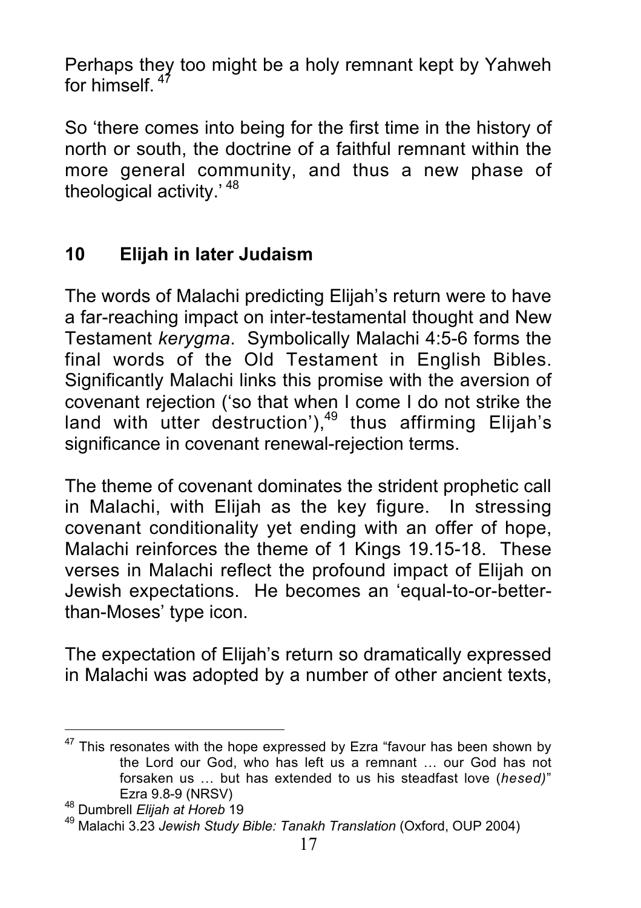Perhaps they too might be a holy remnant kept by Yahweh for himself. [47]

So 'there comes into being for the first time in the history of north or south, the doctrine of a faithful remnant within the more general community, and thus a new phase of theological activity.' [48]

## 10 Elijah in later Judaism

The words of Malachi predicting Elijah's return were to have a far-reaching impact on inter-testamental thought and New Testament *kerygma*. Symbolically Malachi 4:5-6 forms the final words of the Old Testament in English Bibles. Significantly Malachi links this promise with the aversion of covenant rejection ('so that when I come I do not strike the land with utter destruction'),[49] thus affirming Elijah's significance in covenant renewal-rejection terms.

The theme of covenant dominates the strident prophetic call in Malachi, with Elijah as the key figure. In stressing covenant conditionality yet ending with an offer of hope, Malachi reinforces the theme of 1 Kings 19.15-18. These verses in Malachi reflect the profound impact of Elijah on Jewish expectations. He becomes an 'equal-to-or-better-than-Moses' type icon.

The expectation of Elijah's return so dramatically expressed in Malachi was adopted by a number of other ancient texts,

---

[47] This resonates with the hope expressed by Ezra "favour has been shown by the Lord our God, who has left us a remnant … our God has not forsaken us … but has extended to us his steadfast love (*hesed)*" Ezra 9.8-9 (NRSV)

[48] Dumbrell *Elijah at Horeb* 19

[49] Malachi 3.23 *Jewish Study Bible: Tanakh Translation* (Oxford, OUP 2004)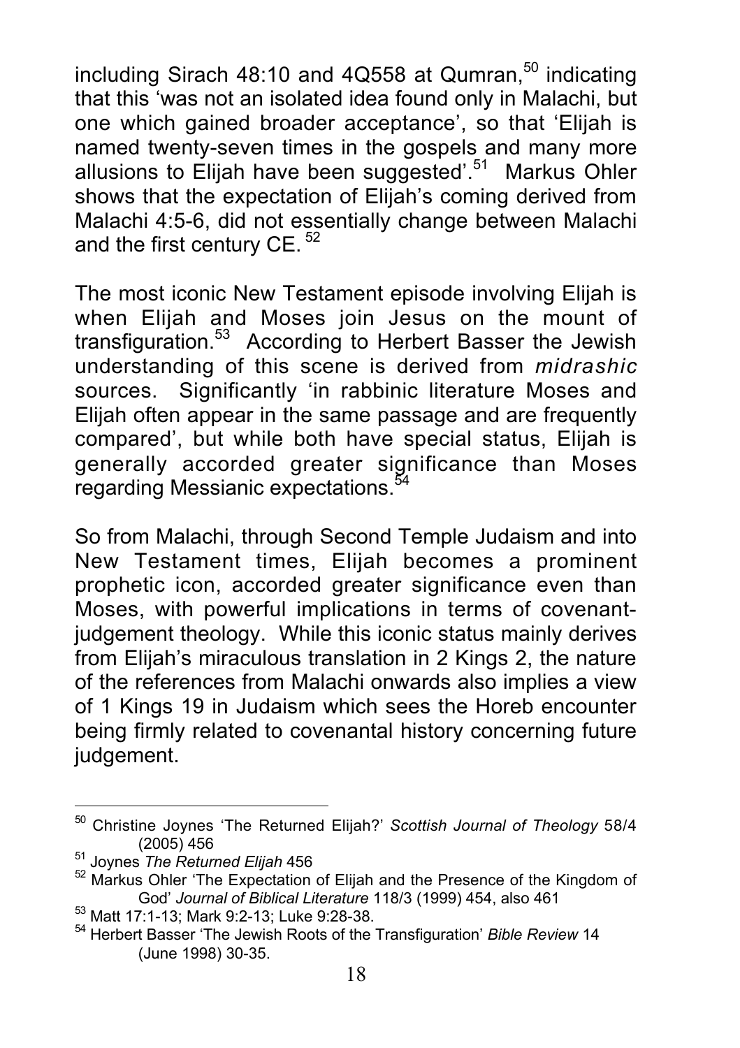including Sirach 48:10 and 4Q558 at Qumran,[50] indicating that this 'was not an isolated idea found only in Malachi, but one which gained broader acceptance', so that 'Elijah is named twenty-seven times in the gospels and many more allusions to Elijah have been suggested'.[51] Markus Ohler shows that the expectation of Elijah's coming derived from Malachi 4:5-6, did not essentially change between Malachi and the first century CE.[52]

The most iconic New Testament episode involving Elijah is when Elijah and Moses join Jesus on the mount of transfiguration.[53] According to Herbert Basser the Jewish understanding of this scene is derived from *midrashic* sources. Significantly 'in rabbinic literature Moses and Elijah often appear in the same passage and are frequently compared', but while both have special status, Elijah is generally accorded greater significance than Moses regarding Messianic expectations.[54]

So from Malachi, through Second Temple Judaism and into New Testament times, Elijah becomes a prominent prophetic icon, accorded greater significance even than Moses, with powerful implications in terms of covenant-judgement theology. While this iconic status mainly derives from Elijah's miraculous translation in 2 Kings 2, the nature of the references from Malachi onwards also implies a view of 1 Kings 19 in Judaism which sees the Horeb encounter being firmly related to covenantal history concerning future judgement.

---

[50] Christine Joynes 'The Returned Elijah?' *Scottish Journal of Theology* 58/4 (2005) 456

[51] Joynes *The Returned Elijah* 456

[52] Markus Ohler 'The Expectation of Elijah and the Presence of the Kingdom of God' *Journal of Biblical Literature* 118/3 (1999) 454, also 461

[53] Matt 17:1-13; Mark 9:2-13; Luke 9:28-38.

[54] Herbert Basser 'The Jewish Roots of the Transfiguration' *Bible Review* 14 (June 1998) 30-35.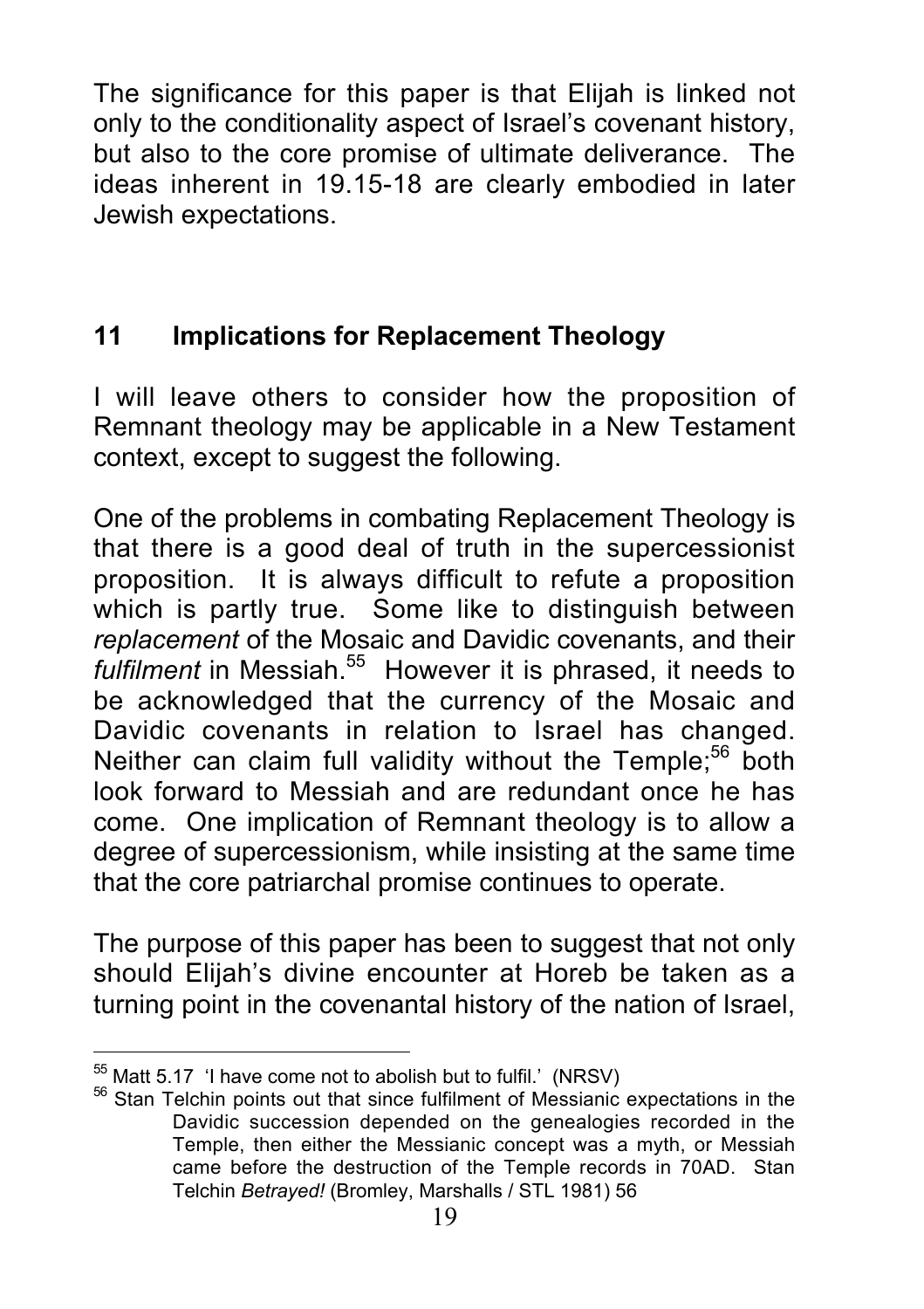The significance for this paper is that Elijah is linked not only to the conditionality aspect of Israel's covenant history, but also to the core promise of ultimate deliverance. The ideas inherent in 19.15-18 are clearly embodied in later Jewish expectations.

## 11 Implications for Replacement Theology

I will leave others to consider how the proposition of Remnant theology may be applicable in a New Testament context, except to suggest the following.

One of the problems in combating Replacement Theology is that there is a good deal of truth in the supercessionist proposition. It is always difficult to refute a proposition which is partly true. Some like to distinguish between *replacement* of the Mosaic and Davidic covenants, and their *fulfilment* in Messiah.[55] However it is phrased, it needs to be acknowledged that the currency of the Mosaic and Davidic covenants in relation to Israel has changed. Neither can claim full validity without the Temple;[56] both look forward to Messiah and are redundant once he has come. One implication of Remnant theology is to allow a degree of supercessionism, while insisting at the same time that the core patriarchal promise continues to operate.

The purpose of this paper has been to suggest that not only should Elijah's divine encounter at Horeb be taken as a turning point in the covenantal history of the nation of Israel,

---

[55] Matt 5.17 'I have come not to abolish but to fulfil.' (NRSV)

[56] Stan Telchin points out that since fulfilment of Messianic expectations in the Davidic succession depended on the genealogies recorded in the Temple, then either the Messianic concept was a myth, or Messiah came before the destruction of the Temple records in 70AD. Stan Telchin *Betrayed!* (Bromley, Marshalls / STL 1981) 56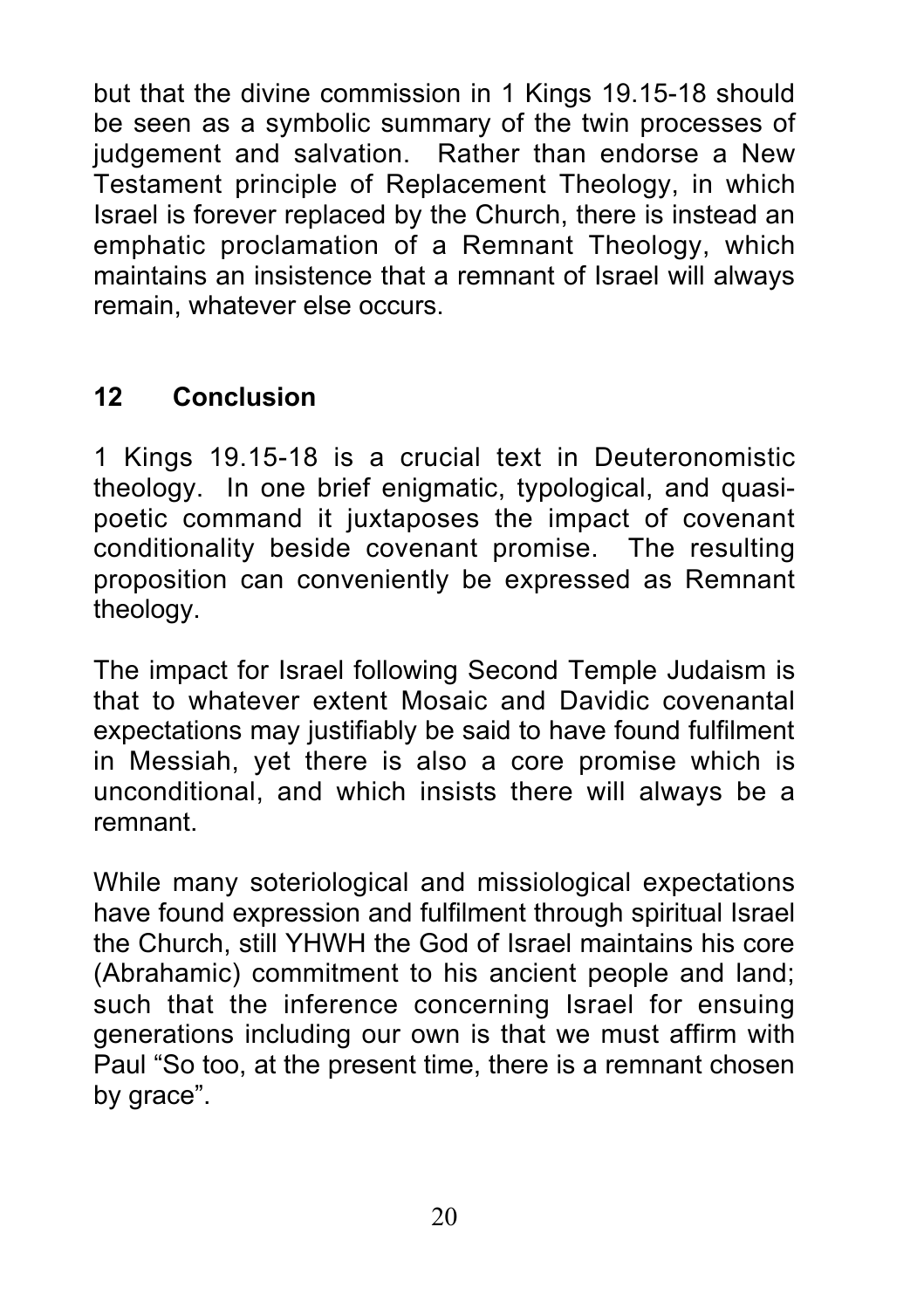but that the divine commission in 1 Kings 19.15-18 should be seen as a symbolic summary of the twin processes of judgement and salvation. Rather than endorse a New Testament principle of Replacement Theology, in which Israel is forever replaced by the Church, there is instead an emphatic proclamation of a Remnant Theology, which maintains an insistence that a remnant of Israel will always remain, whatever else occurs.

## 12 Conclusion

1 Kings 19.15-18 is a crucial text in Deuteronomistic theology. In one brief enigmatic, typological, and quasi-poetic command it juxtaposes the impact of covenant conditionality beside covenant promise. The resulting proposition can conveniently be expressed as Remnant theology.

The impact for Israel following Second Temple Judaism is that to whatever extent Mosaic and Davidic covenantal expectations may justifiably be said to have found fulfilment in Messiah, yet there is also a core promise which is unconditional, and which insists there will always be a remnant.

While many soteriological and missiological expectations have found expression and fulfilment through spiritual Israel the Church, still YHWH the God of Israel maintains his core (Abrahamic) commitment to his ancient people and land; such that the inference concerning Israel for ensuing generations including our own is that we must affirm with Paul "So too, at the present time, there is a remnant chosen by grace".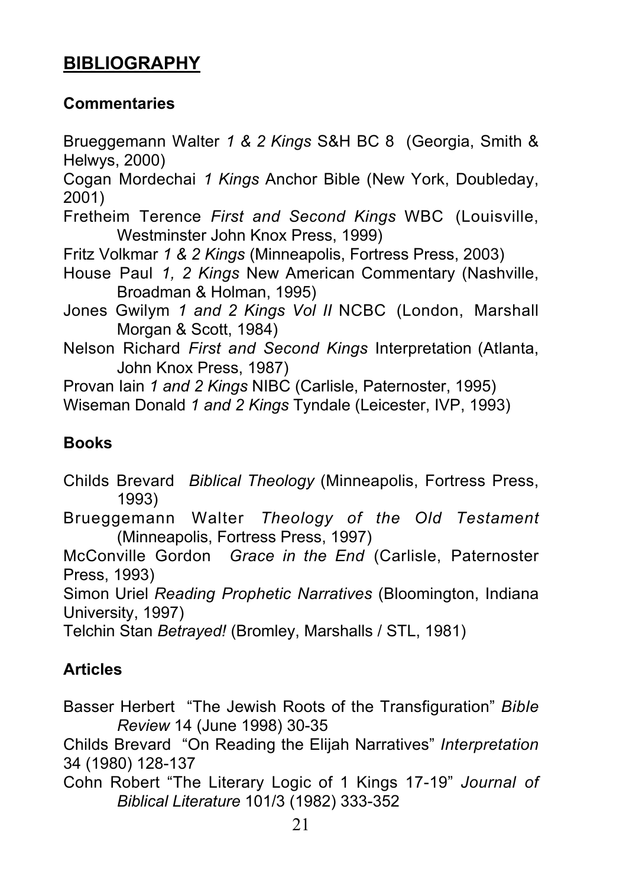## BIBLIOGRAPHY

### Commentaries

Brueggemann Walter *1 & 2 Kings* S&H BC 8 (Georgia, Smith & Helwys, 2000)

Cogan Mordechai *1 Kings* Anchor Bible (New York, Doubleday, 2001)

Fretheim Terence *First and Second Kings* WBC (Louisville, Westminster John Knox Press, 1999)

Fritz Volkmar *1 & 2 Kings* (Minneapolis, Fortress Press, 2003)

House Paul *1, 2 Kings* New American Commentary (Nashville, Broadman & Holman, 1995)

Jones Gwilym *1 and 2 Kings Vol II* NCBC (London, Marshall Morgan & Scott, 1984)

Nelson Richard *First and Second Kings* Interpretation (Atlanta, John Knox Press, 1987)

Provan Iain *1 and 2 Kings* NIBC (Carlisle, Paternoster, 1995)

Wiseman Donald *1 and 2 Kings* Tyndale (Leicester, IVP, 1993)

### Books

Childs Brevard *Biblical Theology* (Minneapolis, Fortress Press, 1993)

Brueggemann Walter *Theology of the Old Testament* (Minneapolis, Fortress Press, 1997)

McConville Gordon *Grace in the End* (Carlisle, Paternoster Press, 1993)

Simon Uriel *Reading Prophetic Narratives* (Bloomington, Indiana University, 1997)

Telchin Stan *Betrayed!* (Bromley, Marshalls / STL, 1981)

### Articles

Basser Herbert "The Jewish Roots of the Transfiguration" *Bible Review* 14 (June 1998) 30-35

Childs Brevard "On Reading the Elijah Narratives" *Interpretation* 34 (1980) 128-137

Cohn Robert "The Literary Logic of 1 Kings 17-19" *Journal of Biblical Literature* 101/3 (1982) 333-352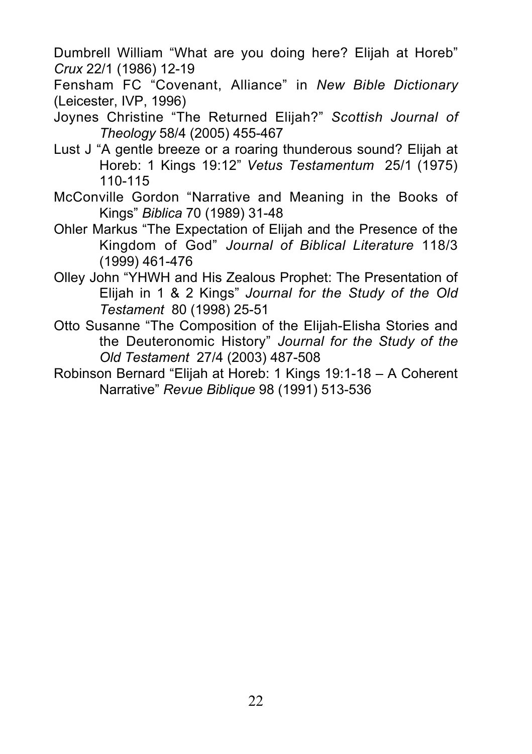Dumbrell William “What are you doing here? Elijah at Horeb” *Crux* 22/1 (1986) 12-19

Fensham FC “Covenant, Alliance” in *New Bible Dictionary* (Leicester, IVP, 1996)

Joynes Christine “The Returned Elijah?” *Scottish Journal of Theology* 58/4 (2005) 455-467

Lust J “A gentle breeze or a roaring thunderous sound? Elijah at Horeb: 1 Kings 19:12” *Vetus Testamentum* 25/1 (1975) 110-115

McConville Gordon “Narrative and Meaning in the Books of Kings” *Biblica* 70 (1989) 31-48

Ohler Markus “The Expectation of Elijah and the Presence of the Kingdom of God” *Journal of Biblical Literature* 118/3 (1999) 461-476

Olley John “YHWH and His Zealous Prophet: The Presentation of Elijah in 1 & 2 Kings” *Journal for the Study of the Old Testament* 80 (1998) 25-51

Otto Susanne “The Composition of the Elijah-Elisha Stories and the Deuteronomic History” *Journal for the Study of the Old Testament* 27/4 (2003) 487-508

Robinson Bernard “Elijah at Horeb: 1 Kings 19:1-18 – A Coherent Narrative” *Revue Biblique* 98 (1991) 513-536